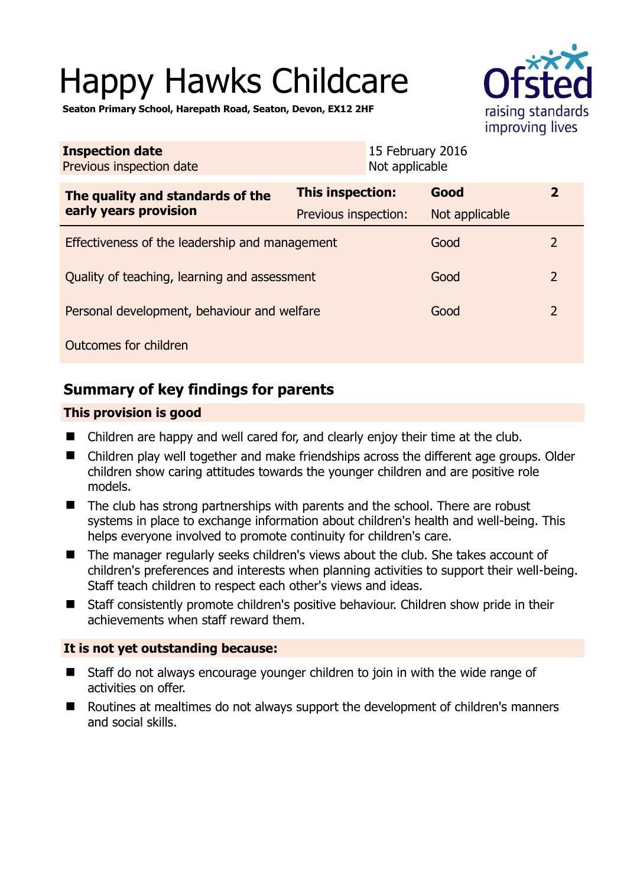# Happy Hawks Childcare

**Seaton Primary School, Harepath Road, Seaton, Devon, EX12 2HF**

| | |
|---|---|
| **Inspection date** | 15 February 2016 |
| Previous inspection date | Not applicable |

| | | | |
|---|---|---|---|
| **The quality and standards of the early years provision** | **This inspection:** | **Good** | **2** |
| | Previous inspection: | Not applicable | |
| Effectiveness of the leadership and management | | Good | 2 |
| Quality of teaching, learning and assessment | | Good | 2 |
| Personal development, behaviour and welfare | | Good | 2 |
| Outcomes for children | | | |

## Summary of key findings for parents

### This provision is good

- Children are happy and well cared for, and clearly enjoy their time at the club.
- Children play well together and make friendships across the different age groups. Older children show caring attitudes towards the younger children and are positive role models.
- The club has strong partnerships with parents and the school. There are robust systems in place to exchange information about children's health and well-being. This helps everyone involved to promote continuity for children's care.
- The manager regularly seeks children's views about the club. She takes account of children's preferences and interests when planning activities to support their well-being. Staff teach children to respect each other's views and ideas.
- Staff consistently promote children's positive behaviour. Children show pride in their achievements when staff reward them.

### It is not yet outstanding because:

- Staff do not always encourage younger children to join in with the wide range of activities on offer.
- Routines at mealtimes do not always support the development of children's manners and social skills.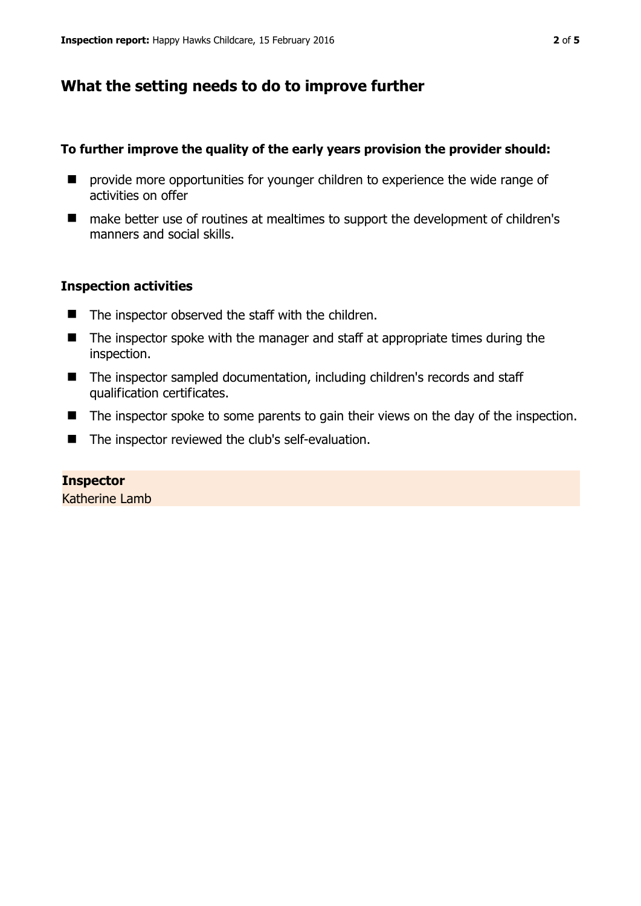## What the setting needs to do to improve further

**To further improve the quality of the early years provision the provider should:**

- provide more opportunities for younger children to experience the wide range of activities on offer
- make better use of routines at mealtimes to support the development of children's manners and social skills.

### Inspection activities

- The inspector observed the staff with the children.
- The inspector spoke with the manager and staff at appropriate times during the inspection.
- The inspector sampled documentation, including children's records and staff qualification certificates.
- The inspector spoke to some parents to gain their views on the day of the inspection.
- The inspector reviewed the club's self-evaluation.

**Inspector**

Katherine Lamb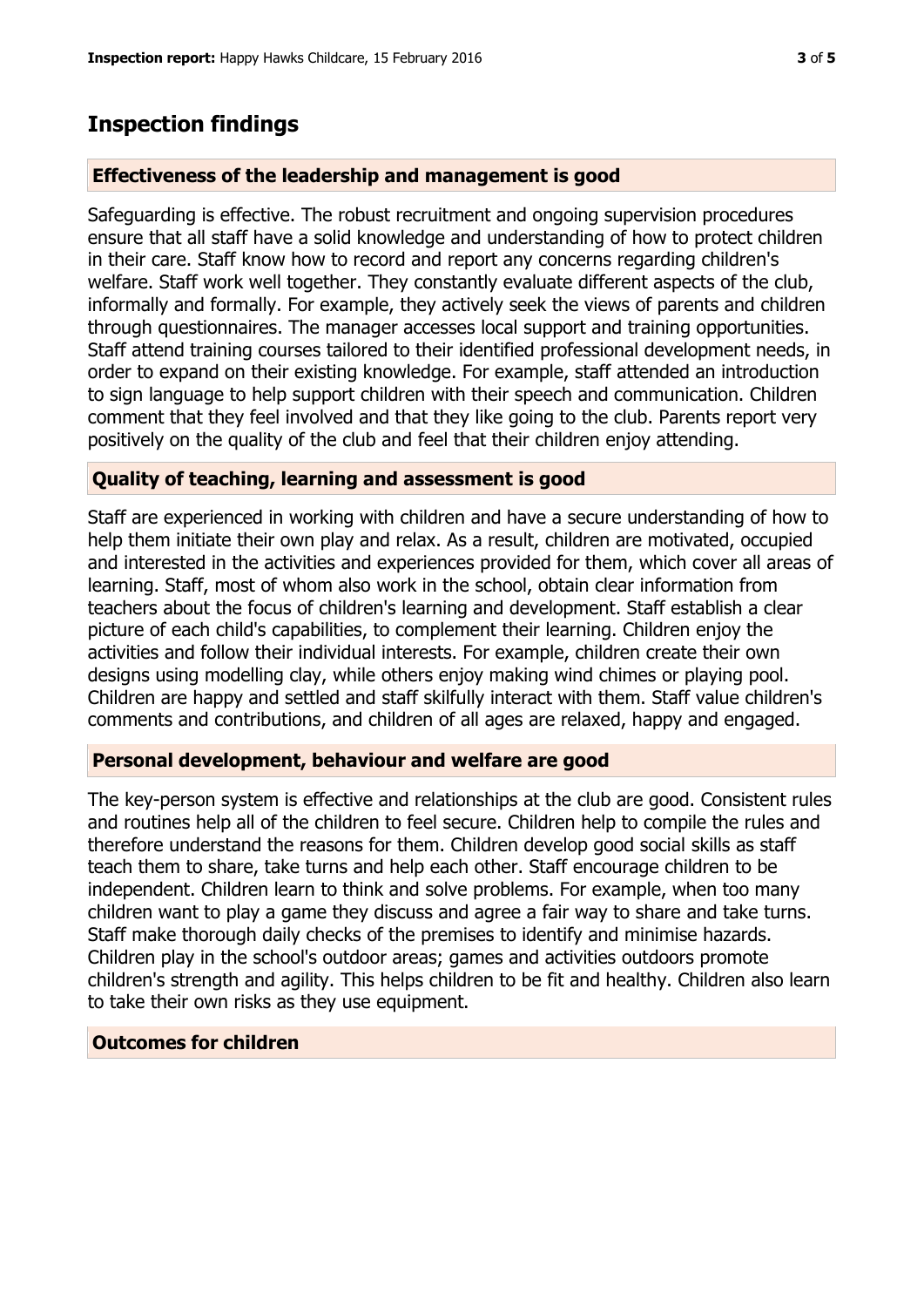## Inspection findings

### Effectiveness of the leadership and management is good

Safeguarding is effective. The robust recruitment and ongoing supervision procedures ensure that all staff have a solid knowledge and understanding of how to protect children in their care. Staff know how to record and report any concerns regarding children's welfare. Staff work well together. They constantly evaluate different aspects of the club, informally and formally. For example, they actively seek the views of parents and children through questionnaires. The manager accesses local support and training opportunities. Staff attend training courses tailored to their identified professional development needs, in order to expand on their existing knowledge. For example, staff attended an introduction to sign language to help support children with their speech and communication. Children comment that they feel involved and that they like going to the club. Parents report very positively on the quality of the club and feel that their children enjoy attending.

### Quality of teaching, learning and assessment is good

Staff are experienced in working with children and have a secure understanding of how to help them initiate their own play and relax. As a result, children are motivated, occupied and interested in the activities and experiences provided for them, which cover all areas of learning. Staff, most of whom also work in the school, obtain clear information from teachers about the focus of children's learning and development. Staff establish a clear picture of each child's capabilities, to complement their learning. Children enjoy the activities and follow their individual interests. For example, children create their own designs using modelling clay, while others enjoy making wind chimes or playing pool. Children are happy and settled and staff skilfully interact with them. Staff value children's comments and contributions, and children of all ages are relaxed, happy and engaged.

### Personal development, behaviour and welfare are good

The key-person system is effective and relationships at the club are good. Consistent rules and routines help all of the children to feel secure. Children help to compile the rules and therefore understand the reasons for them. Children develop good social skills as staff teach them to share, take turns and help each other. Staff encourage children to be independent. Children learn to think and solve problems. For example, when too many children want to play a game they discuss and agree a fair way to share and take turns. Staff make thorough daily checks of the premises to identify and minimise hazards. Children play in the school's outdoor areas; games and activities outdoors promote children's strength and agility. This helps children to be fit and healthy. Children also learn to take their own risks as they use equipment.

### Outcomes for children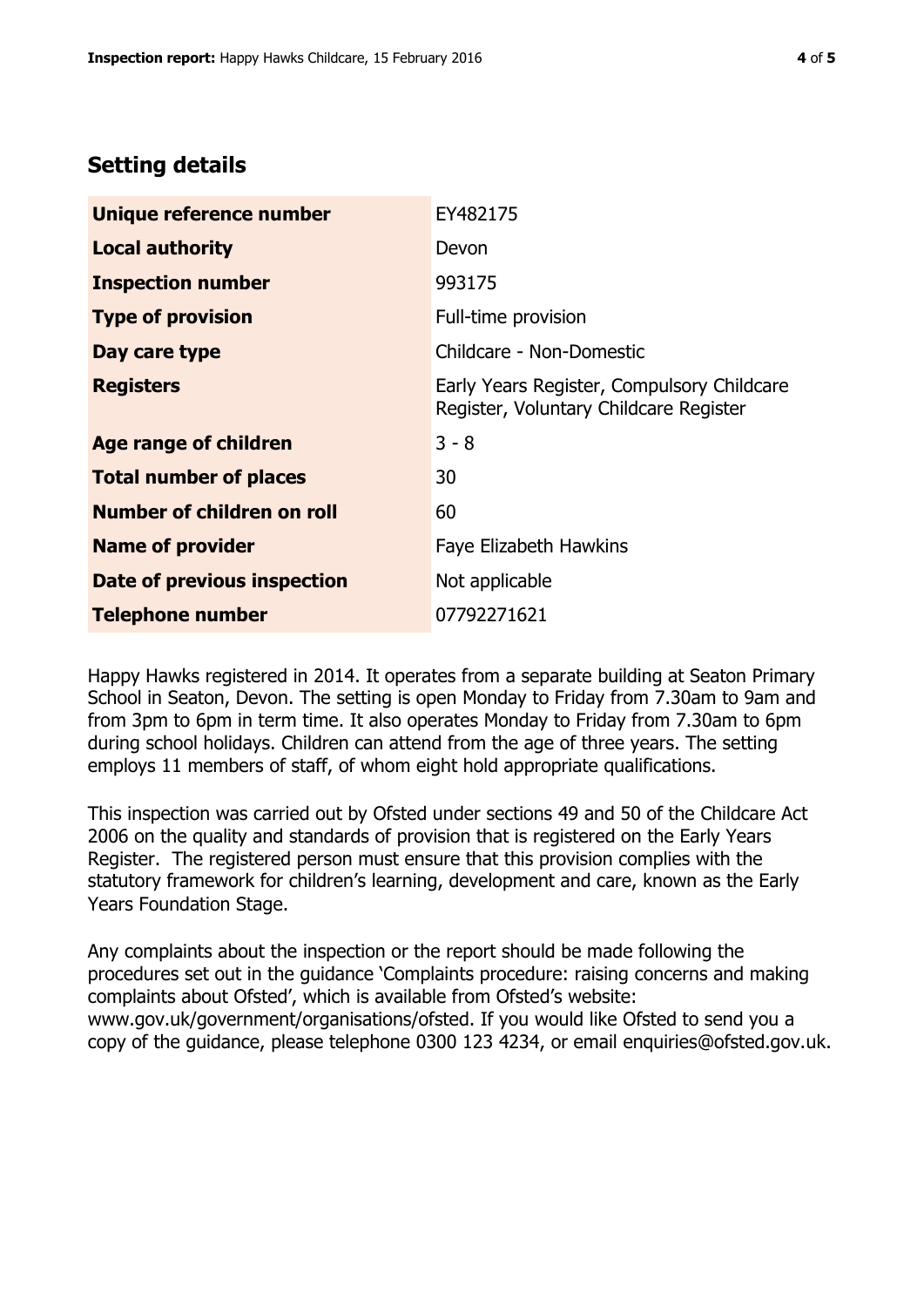## Setting details

| | |
|---|---|
| **Unique reference number** | EY482175 |
| **Local authority** | Devon |
| **Inspection number** | 993175 |
| **Type of provision** | Full-time provision |
| **Day care type** | Childcare - Non-Domestic |
| **Registers** | Early Years Register, Compulsory Childcare Register, Voluntary Childcare Register |
| **Age range of children** | 3 - 8 |
| **Total number of places** | 30 |
| **Number of children on roll** | 60 |
| **Name of provider** | Faye Elizabeth Hawkins |
| **Date of previous inspection** | Not applicable |
| **Telephone number** | 07792271621 |

Happy Hawks registered in 2014. It operates from a separate building at Seaton Primary School in Seaton, Devon. The setting is open Monday to Friday from 7.30am to 9am and from 3pm to 6pm in term time. It also operates Monday to Friday from 7.30am to 6pm during school holidays. Children can attend from the age of three years. The setting employs 11 members of staff, of whom eight hold appropriate qualifications.

This inspection was carried out by Ofsted under sections 49 and 50 of the Childcare Act 2006 on the quality and standards of provision that is registered on the Early Years Register. The registered person must ensure that this provision complies with the statutory framework for children's learning, development and care, known as the Early Years Foundation Stage.

Any complaints about the inspection or the report should be made following the procedures set out in the guidance 'Complaints procedure: raising concerns and making complaints about Ofsted', which is available from Ofsted's website: www.gov.uk/government/organisations/ofsted. If you would like Ofsted to send you a copy of the guidance, please telephone 0300 123 4234, or email enquiries@ofsted.gov.uk.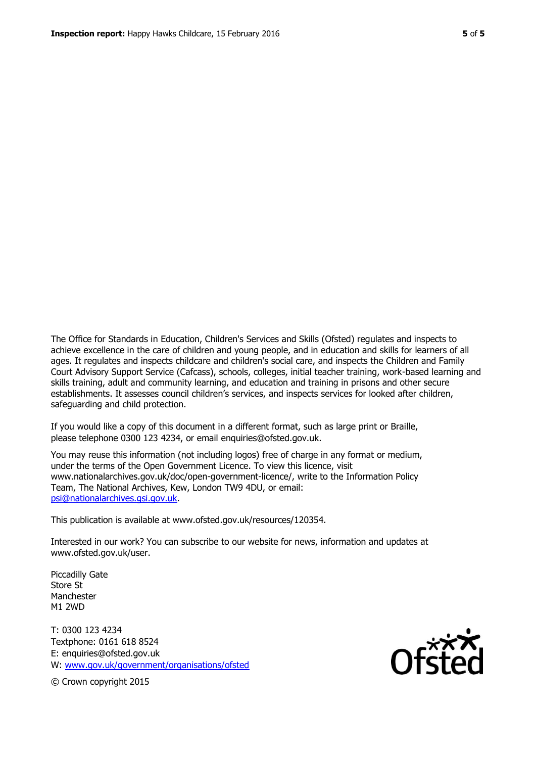The Office for Standards in Education, Children's Services and Skills (Ofsted) regulates and inspects to achieve excellence in the care of children and young people, and in education and skills for learners of all ages. It regulates and inspects childcare and children's social care, and inspects the Children and Family Court Advisory Support Service (Cafcass), schools, colleges, initial teacher training, work-based learning and skills training, adult and community learning, and education and training in prisons and other secure establishments. It assesses council children's services, and inspects services for looked after children, safeguarding and child protection.

If you would like a copy of this document in a different format, such as large print or Braille, please telephone 0300 123 4234, or email enquiries@ofsted.gov.uk.

You may reuse this information (not including logos) free of charge in any format or medium, under the terms of the Open Government Licence. To view this licence, visit www.nationalarchives.gov.uk/doc/open-government-licence/, write to the Information Policy Team, The National Archives, Kew, London TW9 4DU, or email: psi@nationalarchives.gsi.gov.uk.

This publication is available at www.ofsted.gov.uk/resources/120354.

Interested in our work? You can subscribe to our website for news, information and updates at www.ofsted.gov.uk/user.

Piccadilly Gate
Store St
Manchester
M1 2WD

T: 0300 123 4234
Textphone: 0161 618 8524
E: enquiries@ofsted.gov.uk
W: www.gov.uk/government/organisations/ofsted

© Crown copyright 2015